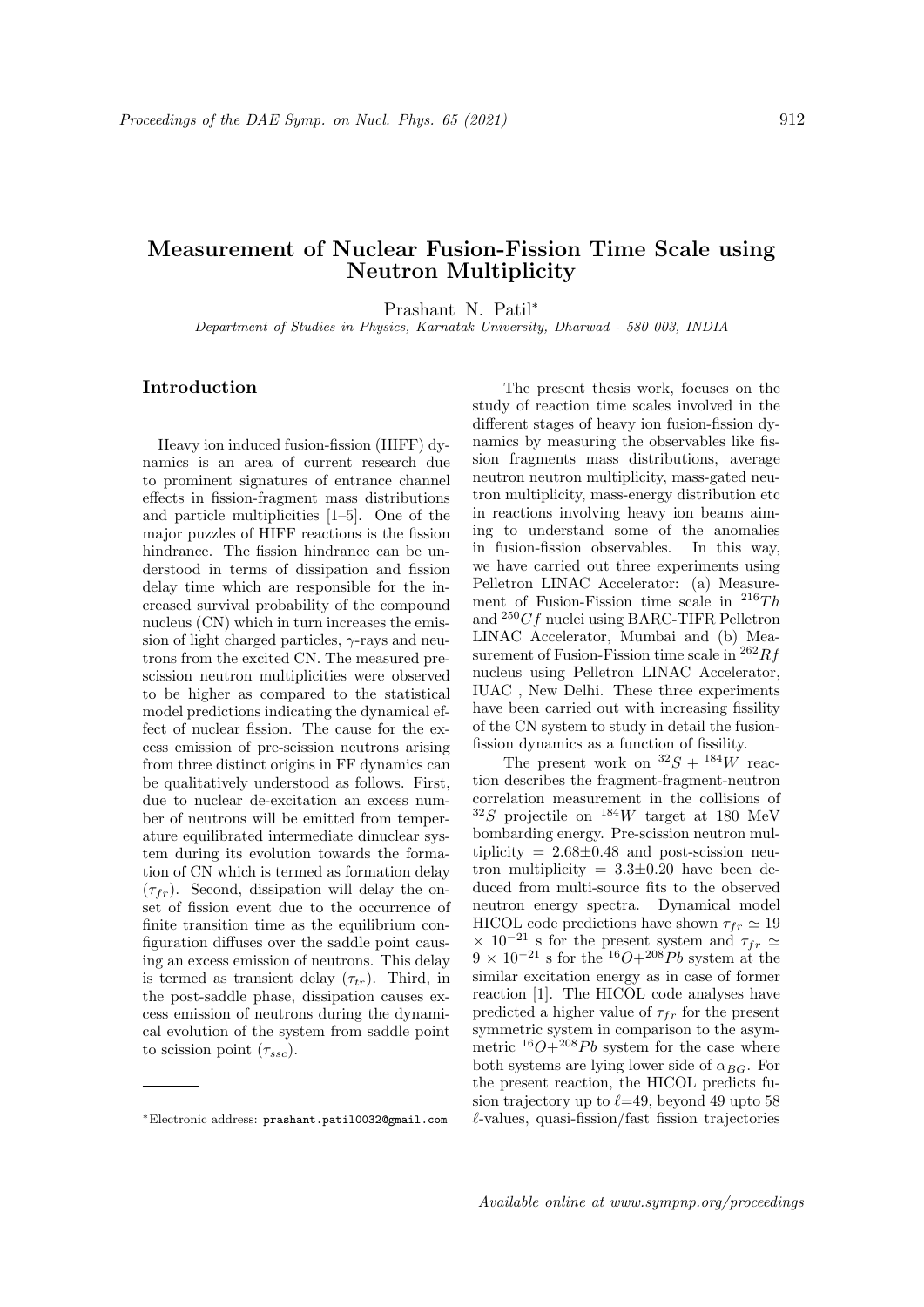# Measurement of Nuclear Fusion-Fission Time Scale using Neutron Multiplicity

Prashant N. Patil*

*Department of Studies in Physics, Karnatak University, Dharwad - 580 003, INDIA*

## Introduction

Heavy ion induced fusion-fission (HIFF) dynamics is an area of current research due to prominent signatures of entrance channel effects in fission-fragment mass distributions and particle multiplicities [1–5]. One of the major puzzles of HIFF reactions is the fission hindrance. The fission hindrance can be understood in terms of dissipation and fission delay time which are responsible for the increased survival probability of the compound nucleus (CN) which in turn increases the emission of light charged particles, $\gamma$-rays and neutrons from the excited CN. The measured pre-scission neutron multiplicities were observed to be higher as compared to the statistical model predictions indicating the dynamical effect of nuclear fission. The cause for the excess emission of pre-scission neutrons arising from three distinct origins in FF dynamics can be qualitatively understood as follows. First, due to nuclear de-excitation an excess number of neutrons will be emitted from temperature equilibrated intermediate dinuclear system during its evolution towards the formation of CN which is termed as formation delay ($\tau_{fr}$). Second, dissipation will delay the onset of fission event due to the occurrence of finite transition time as the equilibrium configuration diffuses over the saddle point causing an excess emission of neutrons. This delay is termed as transient delay ($\tau_{tr}$). Third, in the post-saddle phase, dissipation causes excess emission of neutrons during the dynamical evolution of the system from saddle point to scission point ($\tau_{ssc}$).

The present thesis work, focuses on the study of reaction time scales involved in the different stages of heavy ion fusion-fission dynamics by measuring the observables like fission fragments mass distributions, average neutron neutron multiplicity, mass-gated neutron multiplicity, mass-energy distribution etc in reactions involving heavy ion beams aiming to understand some of the anomalies in fusion-fission observables. In this way, we have carried out three experiments using Pelletron LINAC Accelerator: (a) Measurement of Fusion-Fission time scale in $^{216}Th$ and $^{250}Cf$ nuclei using BARC-TIFR Pelletron LINAC Accelerator, Mumbai and (b) Measurement of Fusion-Fission time scale in $^{262}Rf$ nucleus using Pelletron LINAC Accelerator, IUAC , New Delhi. These three experiments have been carried out with increasing fissility of the CN system to study in detail the fusion-fission dynamics as a function of fissility.

The present work on $^{32}S$ + $^{184}W$ reaction describes the fragment-fragment-neutron correlation measurement in the collisions of $^{32}S$ projectile on $^{184}W$ target at 180 MeV bombarding energy. Pre-scission neutron multiplicity = 2.68±0.48 and post-scission neutron multiplicity = 3.3±0.20 have been deduced from multi-source fits to the observed neutron energy spectra. Dynamical model HICOL code predictions have shown $\tau_{fr} \simeq 19 \times 10^{-21}$ s for the present system and $\tau_{fr} \simeq 9 \times 10^{-21}$ s for the $^{16}O$+$^{208}Pb$ system at the similar excitation energy as in case of former reaction [1]. The HICOL code analyses have predicted a higher value of $\tau_{fr}$ for the present symmetric system in comparison to the asymmetric $^{16}O$+$^{208}Pb$ system for the case where both systems are lying lower side of $\alpha_{BG}$. For the present reaction, the HICOL predicts fusion trajectory up to $\ell$=49, beyond 49 upto 58 $\ell$-values, quasi-fission/fast fission trajectories

---

*Electronic address: prashant.patil0032@gmail.com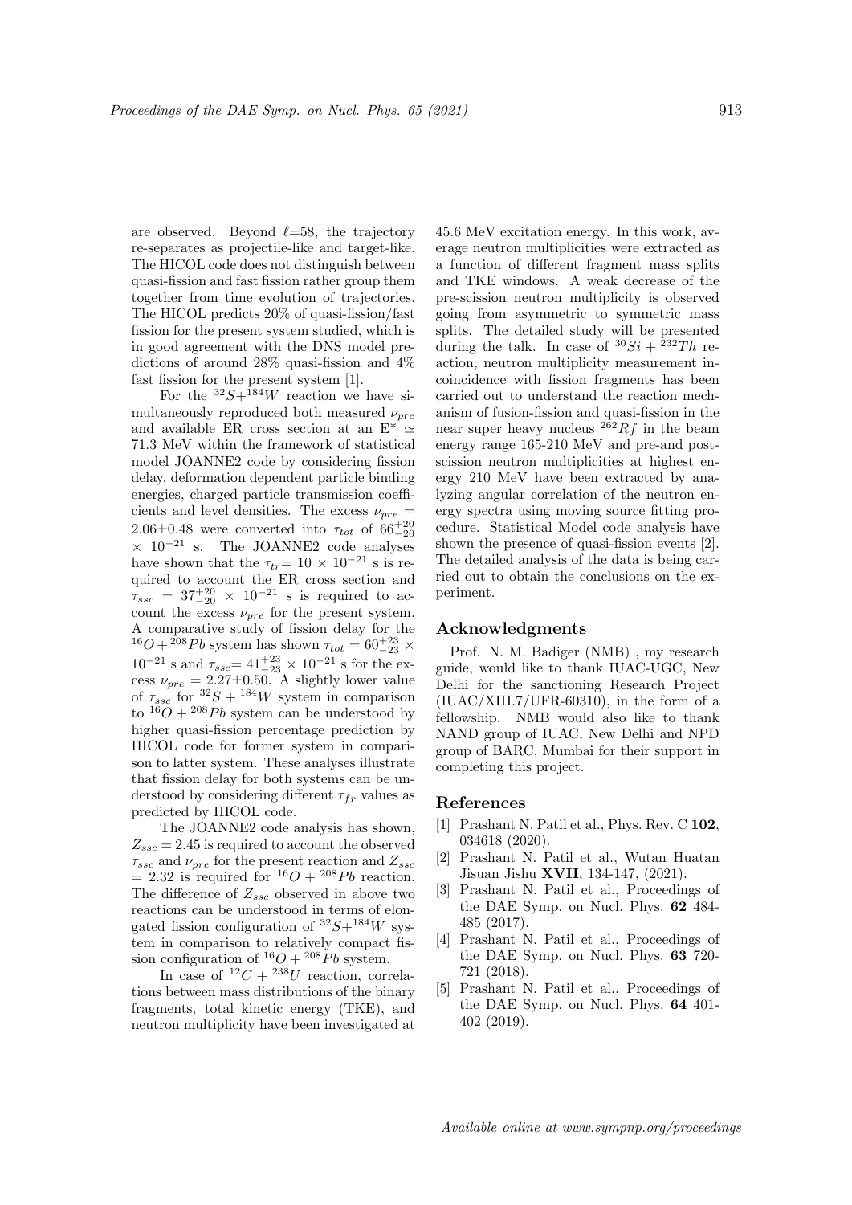are observed. Beyond $\ell$=58, the trajectory re-separates as projectile-like and target-like. The HICOL code does not distinguish between quasi-fission and fast fission rather group them together from time evolution of trajectories. The HICOL predicts 20% of quasi-fission/fast fission for the present system studied, which is in good agreement with the DNS model predictions of around 28% quasi-fission and 4% fast fission for the present system [1].

For the $^{32}S$+$^{184}W$ reaction we have simultaneously reproduced both measured $\nu_{pre}$ and available ER cross section at an E$^{*}$ $\simeq$ 71.3 MeV within the framework of statistical model JOANNE2 code by considering fission delay, deformation dependent particle binding energies, charged particle transmission coefficients and level densities. The excess $\nu_{pre}$ = 2.06$\pm$0.48 were converted into $\tau_{tot}$ of $66^{+20}_{-20}$ $\times$ $10^{-21}$ s. The JOANNE2 code analyses have shown that the $\tau_{tr}$= 10 $\times$ $10^{-21}$ s is required to account the ER cross section and $\tau_{ssc}$ = $37^{+20}_{-20}$ $\times$ $10^{-21}$ s is required to account the excess $\nu_{pre}$ for the present system. A comparative study of fission delay for the $^{16}O + ^{208}Pb$ system has shown $\tau_{tot} = 60^{+23}_{-23}$ $\times$ $10^{-21}$ s and $\tau_{ssc}$= $41^{+23}_{-23}$ $\times$ $10^{-21}$ s for the excess $\nu_{pre}$ = 2.27$\pm$0.50. A slightly lower value of $\tau_{ssc}$ for $^{32}S$ + $^{184}W$ system in comparison to $^{16}O$ + $^{208}Pb$ system can be understood by higher quasi-fission percentage prediction by HICOL code for former system in comparison to latter system. These analyses illustrate that fission delay for both systems can be understood by considering different $\tau_{fr}$ values as predicted by HICOL code.

The JOANNE2 code analysis has shown, $Z_{ssc} = 2.45$ is required to account the observed $\tau_{ssc}$ and $\nu_{pre}$ for the present reaction and $Z_{ssc}$ = 2.32 is required for $^{16}O$ + $^{208}Pb$ reaction. The difference of $Z_{ssc}$ observed in above two reactions can be understood in terms of elongated fission configuration of $^{32}S$+$^{184}W$ system in comparison to relatively compact fission configuration of $^{16}O + ^{208}Pb$ system.

In case of $^{12}C$ + $^{238}U$ reaction, correlations between mass distributions of the binary fragments, total kinetic energy (TKE), and neutron multiplicity have been investigated at 45.6 MeV excitation energy. In this work, average neutron multiplicities were extracted as a function of different fragment mass splits and TKE windows. A weak decrease of the pre-scission neutron multiplicity is observed going from asymmetric to symmetric mass splits. The detailed study will be presented during the talk. In case of $^{30}Si$ + $^{232}Th$ reaction, neutron multiplicity measurement in-coincidence with fission fragments has been carried out to understand the reaction mechanism of fusion-fission and quasi-fission in the near super heavy nucleus $^{262}Rf$ in the beam energy range 165-210 MeV and pre-and post-scission neutron multiplicities at highest energy 210 MeV have been extracted by analyzing angular correlation of the neutron energy spectra using moving source fitting procedure. Statistical Model code analysis have shown the presence of quasi-fission events [2]. The detailed analysis of the data is being carried out to obtain the conclusions on the experiment.

## Acknowledgments

Prof. N. M. Badiger (NMB) , my research guide, would like to thank IUAC-UGC, New Delhi for the sanctioning Research Project (IUAC/XIII.7/UFR-60310), in the form of a fellowship. NMB would also like to thank NAND group of IUAC, New Delhi and NPD group of BARC, Mumbai for their support in completing this project.

## References

[1] Prashant N. Patil et al., Phys. Rev. C **102**, 034618 (2020).

[2] Prashant N. Patil et al., Wutan Huatan Jisuan Jishu **XVII**, 134-147, (2021).

[3] Prashant N. Patil et al., Proceedings of the DAE Symp. on Nucl. Phys. **62** 484-485 (2017).

[4] Prashant N. Patil et al., Proceedings of the DAE Symp. on Nucl. Phys. **63** 720-721 (2018).

[5] Prashant N. Patil et al., Proceedings of the DAE Symp. on Nucl. Phys. **64** 401-402 (2019).